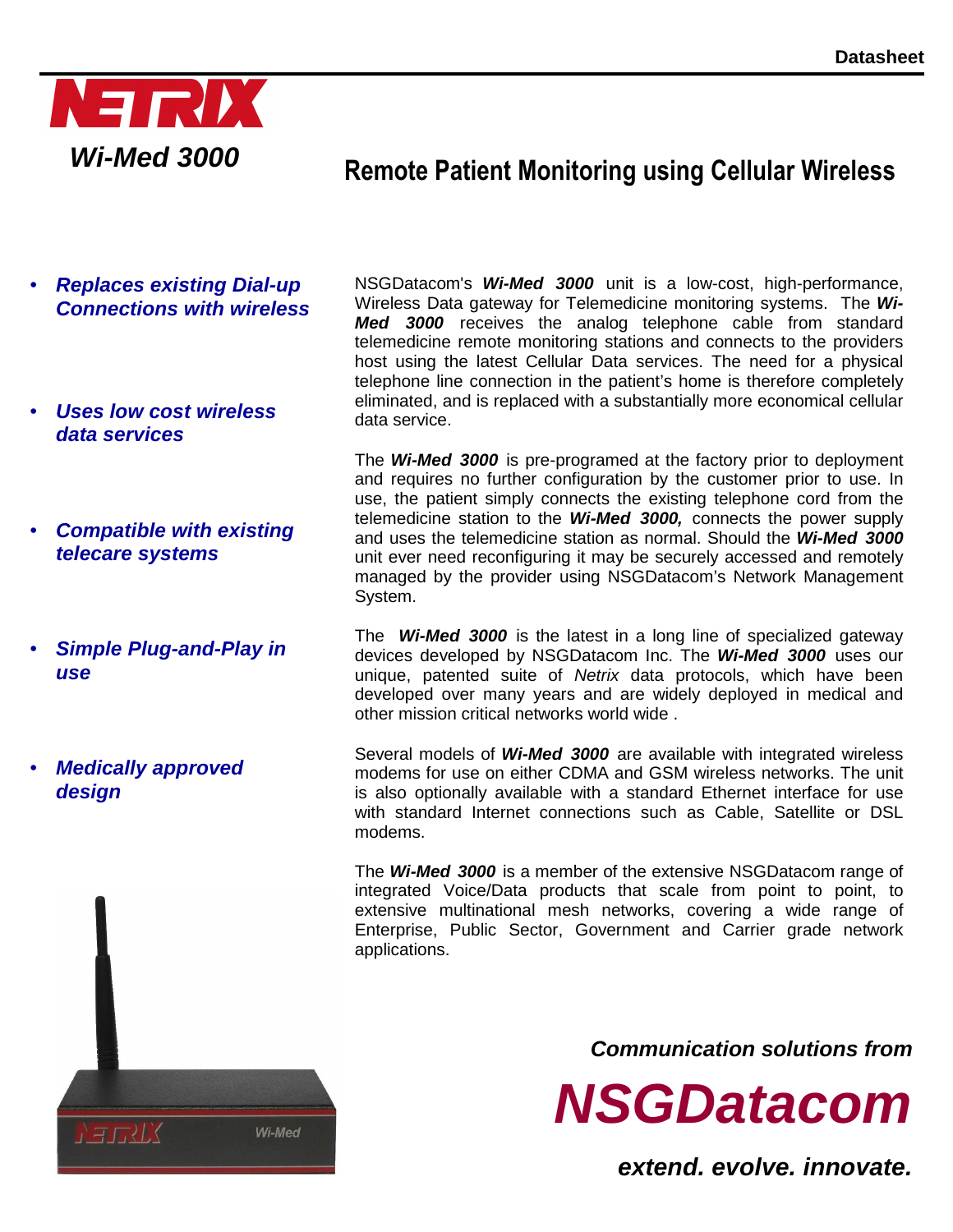Datasheet

NETRIX

# *Wi-Med 3000*

## Remote Patient Monitoring using Cellular Wireless

- ***Replaces existing Dial-up Connections with wireless***
- ***Uses low cost wireless data services***
- ***Compatible with existing telecare systems***
- ***Simple Plug-and-Play in use***
- ***Medically approved design***

NSGDatacom's ***Wi-Med 3000*** unit is a low-cost, high-performance, Wireless Data gateway for Telemedicine monitoring systems. The ***Wi-Med 3000*** receives the analog telephone cable from standard telemedicine remote monitoring stations and connects to the providers host using the latest Cellular Data services. The need for a physical telephone line connection in the patient's home is therefore completely eliminated, and is replaced with a substantially more economical cellular data service.

The ***Wi-Med 3000*** is pre-programed at the factory prior to deployment and requires no further configuration by the customer prior to use. In use, the patient simply connects the existing telephone cord from the telemedicine station to the ***Wi-Med 3000,*** connects the power supply and uses the telemedicine station as normal. Should the ***Wi-Med 3000*** unit ever need reconfiguring it may be securely accessed and remotely managed by the provider using NSGDatacom's Network Management System.

The ***Wi-Med 3000*** is the latest in a long line of specialized gateway devices developed by NSGDatacom Inc. The ***Wi-Med 3000*** uses our unique, patented suite of *Netrix* data protocols, which have been developed over many years and are widely deployed in medical and other mission critical networks world wide .

Several models of ***Wi-Med 3000*** are available with integrated wireless modems for use on either CDMA and GSM wireless networks. The unit is also optionally available with a standard Ethernet interface for use with standard Internet connections such as Cable, Satellite or DSL modems.

The ***Wi-Med 3000*** is a member of the extensive NSGDatacom range of integrated Voice/Data products that scale from point to point, to extensive multinational mesh networks, covering a wide range of Enterprise, Public Sector, Government and Carrier grade network applications.

***Communication solutions from***

***NSGDatacom***

***extend. evolve. innovate.***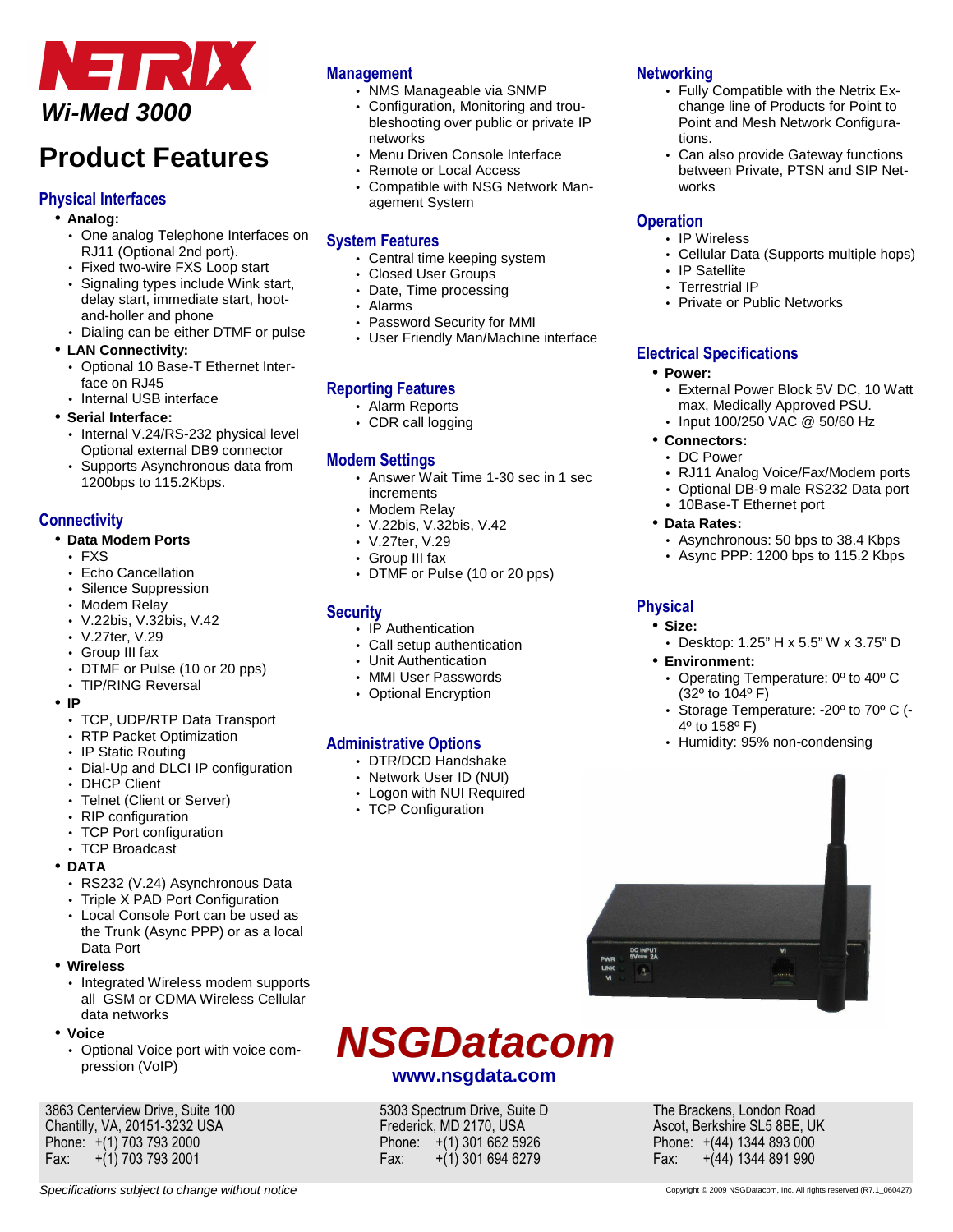# NETRIX

*Wi-Med 3000*

# Product Features

## Physical Interfaces

- **Analog:**
  - One analog Telephone Interfaces on RJ11 (Optional 2nd port).
  - Fixed two-wire FXS Loop start
  - Signaling types include Wink start, delay start, immediate start, hoot-and-holler and phone
  - Dialing can be either DTMF or pulse
- **LAN Connectivity:**
  - Optional 10 Base-T Ethernet Interface on RJ45
  - Internal USB interface
- **Serial Interface:**
  - Internal V.24/RS-232 physical level Optional external DB9 connector
  - Supports Asynchronous data from 1200bps to 115.2Kbps.

## Connectivity

- **Data Modem Ports**
  - FXS
  - Echo Cancellation
  - Silence Suppression
  - Modem Relay
  - V.22bis, V.32bis, V.42
  - V.27ter, V.29
  - Group III fax
  - DTMF or Pulse (10 or 20 pps)
  - TIP/RING Reversal
- **IP**
  - TCP, UDP/RTP Data Transport
  - RTP Packet Optimization
  - IP Static Routing
  - Dial-Up and DLCI IP configuration
  - DHCP Client
  - Telnet (Client or Server)
  - RIP configuration
  - TCP Port configuration
  - TCP Broadcast
- **DATA**
  - RS232 (V.24) Asynchronous Data
  - Triple X PAD Port Configuration
  - Local Console Port can be used as the Trunk (Async PPP) or as a local Data Port
- **Wireless**
  - Integrated Wireless modem supports all GSM or CDMA Wireless Cellular data networks
- **Voice**
  - Optional Voice port with voice compression (VoIP)

## Management

- NMS Manageable via SNMP
- Configuration, Monitoring and troubleshooting over public or private IP networks
- Menu Driven Console Interface
- Remote or Local Access
- Compatible with NSG Network Management System

## System Features

- Central time keeping system
- Closed User Groups
- Date, Time processing
- Alarms
- Password Security for MMI
- User Friendly Man/Machine interface

## Reporting Features

- Alarm Reports
- CDR call logging

## Modem Settings

- Answer Wait Time 1-30 sec in 1 sec increments
- Modem Relay
- V.22bis, V.32bis, V.42
- V.27ter, V.29
- Group III fax
- DTMF or Pulse (10 or 20 pps)

## Security

- IP Authentication
- Call setup authentication
- Unit Authentication
- MMI User Passwords
- Optional Encryption

## Administrative Options

- DTR/DCD Handshake
- Network User ID (NUI)
- Logon with NUI Required
- TCP Configuration

## Networking

- Fully Compatible with the Netrix Exchange line of Products for Point to Point and Mesh Network Configurations.
- Can also provide Gateway functions between Private, PTSN and SIP Networks

## Operation

- IP Wireless
- Cellular Data (Supports multiple hops)
- IP Satellite
- Terrestrial IP
- Private or Public Networks

## Electrical Specifications

- **Power:**
  - External Power Block 5V DC, 10 Watt max, Medically Approved PSU.
  - Input 100/250 VAC @ 50/60 Hz
- **Connectors:**
  - DC Power
  - RJ11 Analog Voice/Fax/Modem ports
  - Optional DB-9 male RS232 Data port
  - 10Base-T Ethernet port
- **Data Rates:**
  - Asynchronous: 50 bps to 38.4 Kbps
  - Async PPP: 1200 bps to 115.2 Kbps

## Physical

- **Size:**
  - Desktop: 1.25" H x 5.5" W x 3.75" D
- **Environment:**
  - Operating Temperature: 0º to 40º C (32º to 104º F)
  - Storage Temperature: -20º to 70º C (-4º to 158º F)
  - Humidity: 95% non-condensing

PWR
LINK
VI
DC INPUT 5V 2A
VI

**NSGDatacom**

**www.nsgdata.com**

3863 Centerview Drive, Suite 100
Chantilly, VA, 20151-3232 USA
Phone: +(1) 703 793 2000
Fax: +(1) 703 793 2001

5303 Spectrum Drive, Suite D
Frederick, MD 2170, USA
Phone: +(1) 301 662 5926
Fax: +(1) 301 694 6279

The Brackens, London Road
Ascot, Berkshire SL5 8BE, UK
Phone: +(44) 1344 893 000
Fax: +(44) 1344 891 990

*Specifications subject to change without notice*

Copyright © 2009 NSGDatacom, Inc. All rights reserved (R7.1_060427)